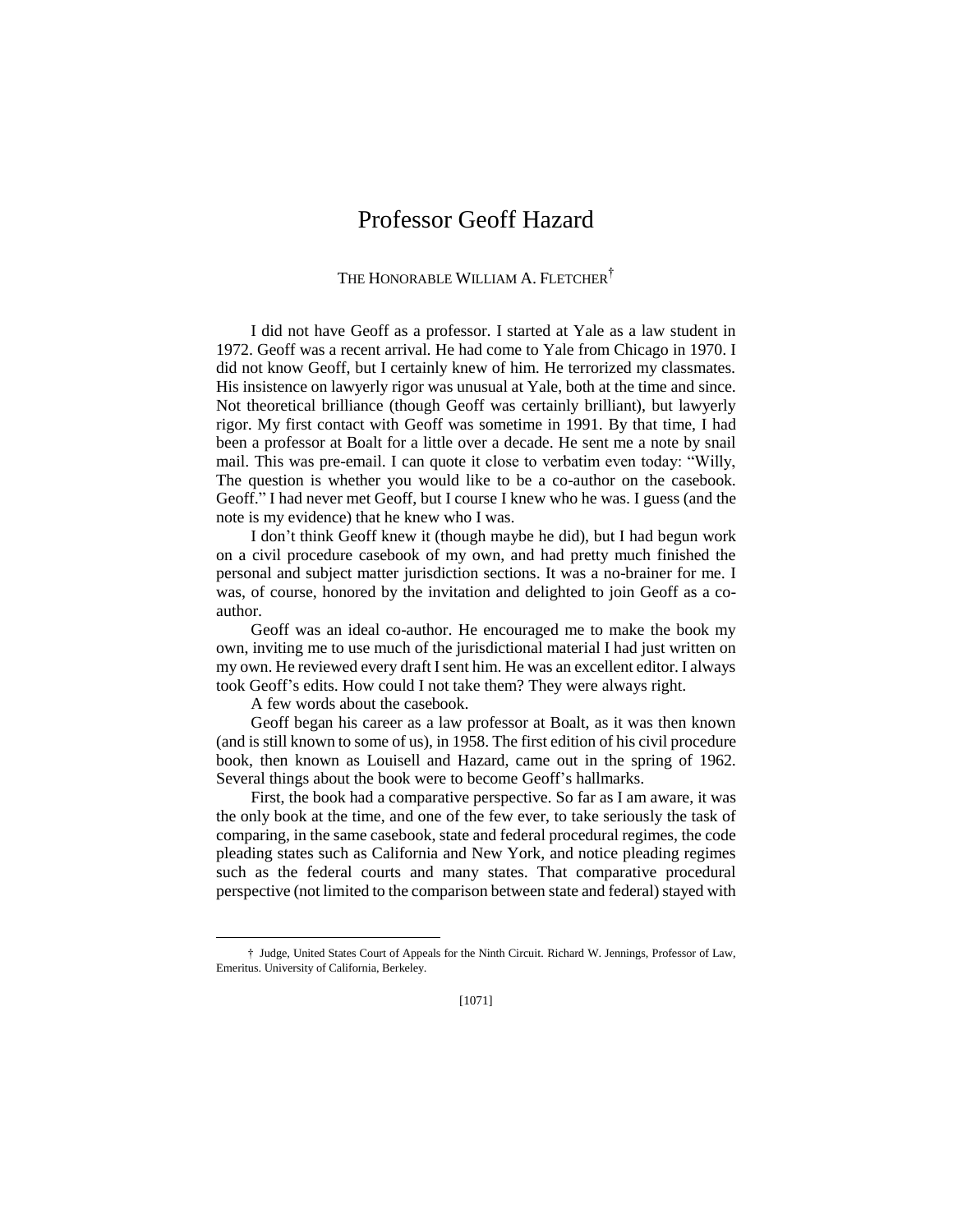# Professor Geoff Hazard

THE HONORABLE WILLIAM A. FLETCHER[†]

I did not have Geoff as a professor. I started at Yale as a law student in 1972. Geoff was a recent arrival. He had come to Yale from Chicago in 1970. I did not know Geoff, but I certainly knew of him. He terrorized my classmates. His insistence on lawyerly rigor was unusual at Yale, both at the time and since. Not theoretical brilliance (though Geoff was certainly brilliant), but lawyerly rigor. My first contact with Geoff was sometime in 1991. By that time, I had been a professor at Boalt for a little over a decade. He sent me a note by snail mail. This was pre-email. I can quote it close to verbatim even today: "Willy, The question is whether you would like to be a co-author on the casebook. Geoff." I had never met Geoff, but I course I knew who he was. I guess (and the note is my evidence) that he knew who I was.

I don't think Geoff knew it (though maybe he did), but I had begun work on a civil procedure casebook of my own, and had pretty much finished the personal and subject matter jurisdiction sections. It was a no-brainer for me. I was, of course, honored by the invitation and delighted to join Geoff as a co-author.

Geoff was an ideal co-author. He encouraged me to make the book my own, inviting me to use much of the jurisdictional material I had just written on my own. He reviewed every draft I sent him. He was an excellent editor. I always took Geoff's edits. How could I not take them? They were always right.

A few words about the casebook.

Geoff began his career as a law professor at Boalt, as it was then known (and is still known to some of us), in 1958. The first edition of his civil procedure book, then known as Louisell and Hazard, came out in the spring of 1962. Several things about the book were to become Geoff's hallmarks.

First, the book had a comparative perspective. So far as I am aware, it was the only book at the time, and one of the few ever, to take seriously the task of comparing, in the same casebook, state and federal procedural regimes, the code pleading states such as California and New York, and notice pleading regimes such as the federal courts and many states. That comparative procedural perspective (not limited to the comparison between state and federal) stayed with

† Judge, United States Court of Appeals for the Ninth Circuit. Richard W. Jennings, Professor of Law, Emeritus. University of California, Berkeley.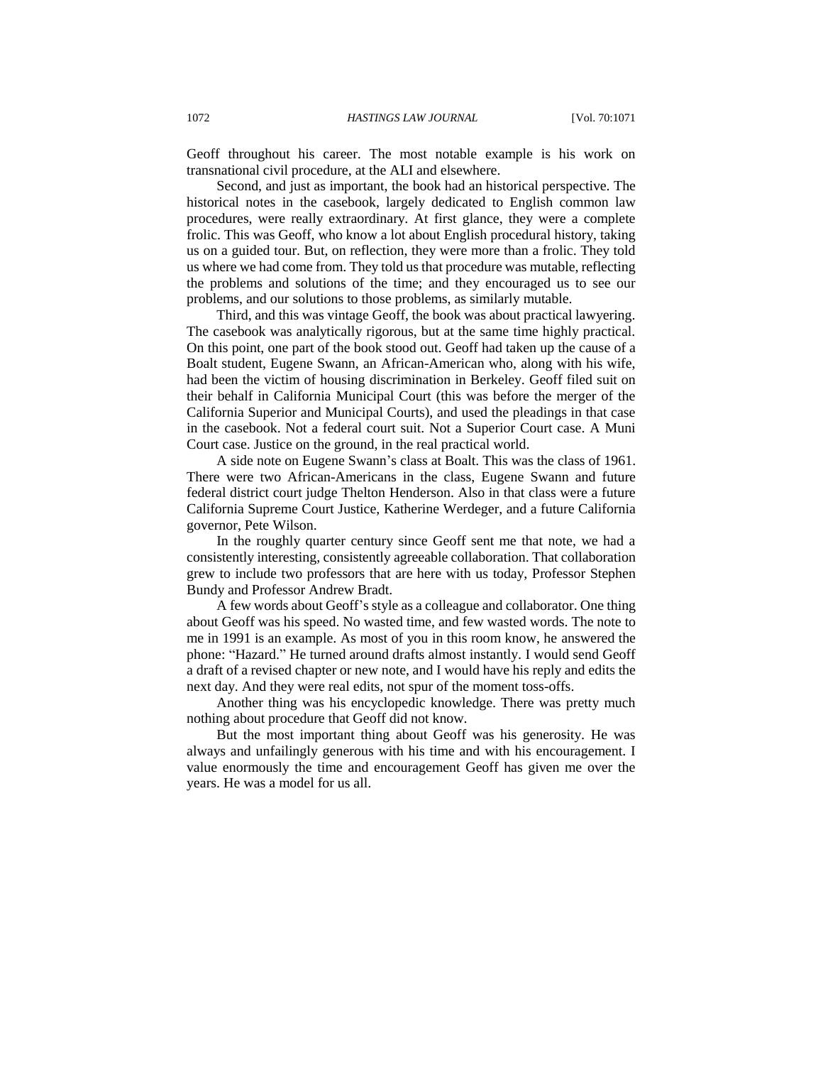Geoff throughout his career. The most notable example is his work on transnational civil procedure, at the ALI and elsewhere.

Second, and just as important, the book had an historical perspective. The historical notes in the casebook, largely dedicated to English common law procedures, were really extraordinary. At first glance, they were a complete frolic. This was Geoff, who know a lot about English procedural history, taking us on a guided tour. But, on reflection, they were more than a frolic. They told us where we had come from. They told us that procedure was mutable, reflecting the problems and solutions of the time; and they encouraged us to see our problems, and our solutions to those problems, as similarly mutable.

Third, and this was vintage Geoff, the book was about practical lawyering. The casebook was analytically rigorous, but at the same time highly practical. On this point, one part of the book stood out. Geoff had taken up the cause of a Boalt student, Eugene Swann, an African-American who, along with his wife, had been the victim of housing discrimination in Berkeley. Geoff filed suit on their behalf in California Municipal Court (this was before the merger of the California Superior and Municipal Courts), and used the pleadings in that case in the casebook. Not a federal court suit. Not a Superior Court case. A Muni Court case. Justice on the ground, in the real practical world.

A side note on Eugene Swann's class at Boalt. This was the class of 1961. There were two African-Americans in the class, Eugene Swann and future federal district court judge Thelton Henderson. Also in that class were a future California Supreme Court Justice, Katherine Werdeger, and a future California governor, Pete Wilson.

In the roughly quarter century since Geoff sent me that note, we had a consistently interesting, consistently agreeable collaboration. That collaboration grew to include two professors that are here with us today, Professor Stephen Bundy and Professor Andrew Bradt.

A few words about Geoff's style as a colleague and collaborator. One thing about Geoff was his speed. No wasted time, and few wasted words. The note to me in 1991 is an example. As most of you in this room know, he answered the phone: "Hazard." He turned around drafts almost instantly. I would send Geoff a draft of a revised chapter or new note, and I would have his reply and edits the next day. And they were real edits, not spur of the moment toss-offs.

Another thing was his encyclopedic knowledge. There was pretty much nothing about procedure that Geoff did not know.

But the most important thing about Geoff was his generosity. He was always and unfailingly generous with his time and with his encouragement. I value enormously the time and encouragement Geoff has given me over the years. He was a model for us all.